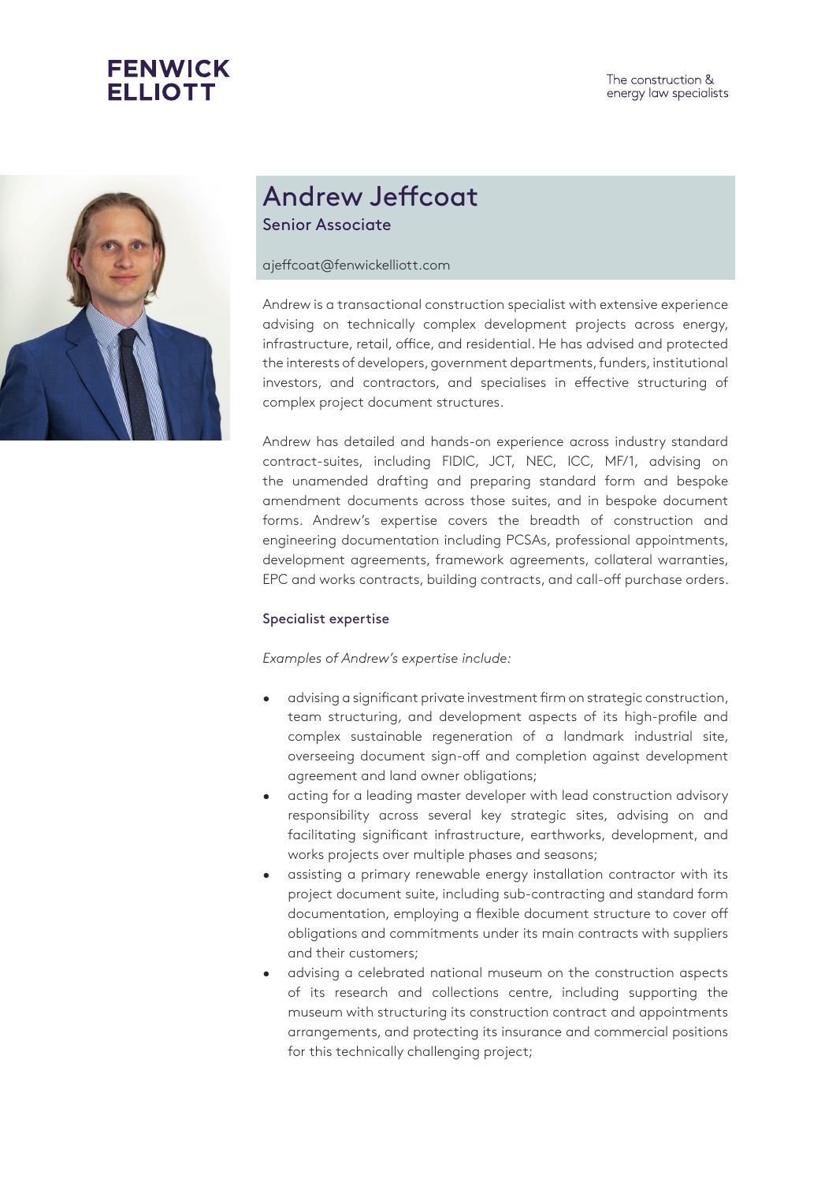FENWICK ELLIOTT

The construction & energy law specialists

# Andrew Jeffcoat

Senior Associate

ajeffcoat@fenwickelliott.com

Andrew is a transactional construction specialist with extensive experience advising on technically complex development projects across energy, infrastructure, retail, office, and residential. He has advised and protected the interests of developers, government departments, funders, institutional investors, and contractors, and specialises in effective structuring of complex project document structures.

Andrew has detailed and hands-on experience across industry standard contract-suites, including FIDIC, JCT, NEC, ICC, MF/1, advising on the unamended drafting and preparing standard form and bespoke amendment documents across those suites, and in bespoke document forms. Andrew's expertise covers the breadth of construction and engineering documentation including PCSAs, professional appointments, development agreements, framework agreements, collateral warranties, EPC and works contracts, building contracts, and call-off purchase orders.

## Specialist expertise

*Examples of Andrew's expertise include:*

- advising a significant private investment firm on strategic construction, team structuring, and development aspects of its high-profile and complex sustainable regeneration of a landmark industrial site, overseeing document sign-off and completion against development agreement and land owner obligations;
- acting for a leading master developer with lead construction advisory responsibility across several key strategic sites, advising on and facilitating significant infrastructure, earthworks, development, and works projects over multiple phases and seasons;
- assisting a primary renewable energy installation contractor with its project document suite, including sub-contracting and standard form documentation, employing a flexible document structure to cover off obligations and commitments under its main contracts with suppliers and their customers;
- advising a celebrated national museum on the construction aspects of its research and collections centre, including supporting the museum with structuring its construction contract and appointments arrangements, and protecting its insurance and commercial positions for this technically challenging project;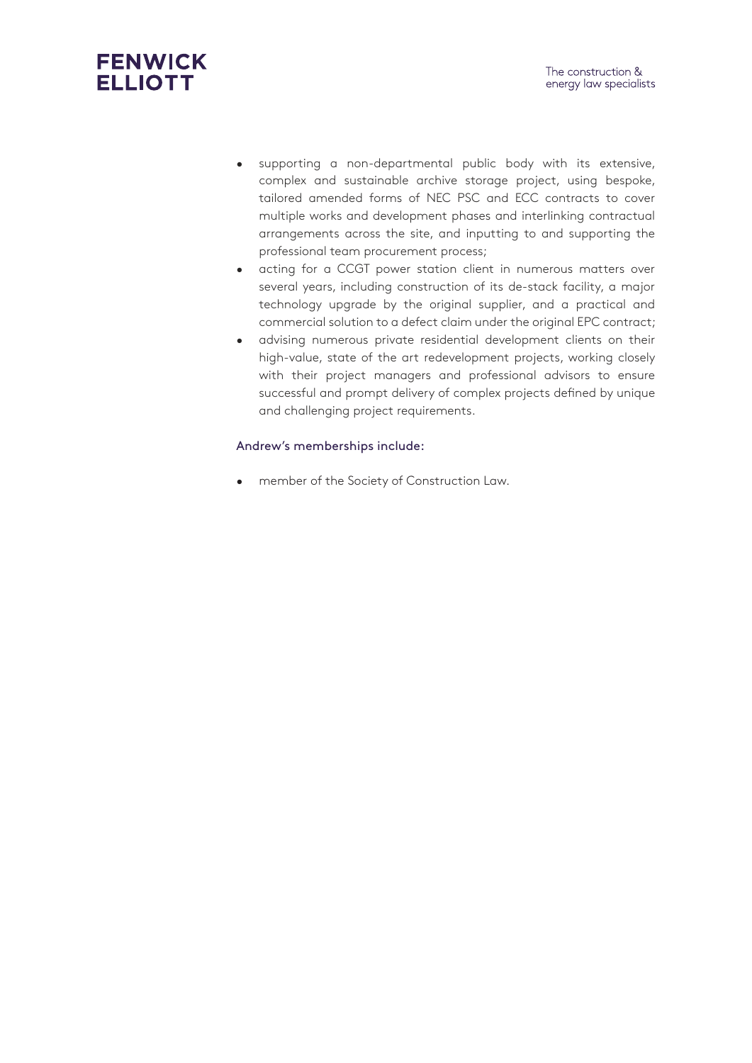- supporting a non-departmental public body with its extensive, complex and sustainable archive storage project, using bespoke, tailored amended forms of NEC PSC and ECC contracts to cover multiple works and development phases and interlinking contractual arrangements across the site, and inputting to and supporting the professional team procurement process;
- acting for a CCGT power station client in numerous matters over several years, including construction of its de-stack facility, a major technology upgrade by the original supplier, and a practical and commercial solution to a defect claim under the original EPC contract;
- advising numerous private residential development clients on their high-value, state of the art redevelopment projects, working closely with their project managers and professional advisors to ensure successful and prompt delivery of complex projects defined by unique and challenging project requirements.

### Andrew's memberships include:

- member of the Society of Construction Law.